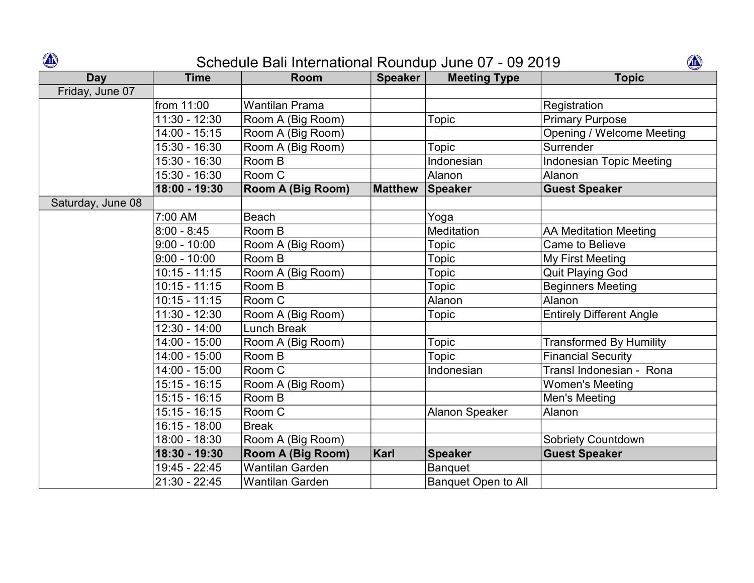# Schedule Bali International Roundup June 07 - 09 2019

| Day | Time | Room | Speaker | Meeting Type | Topic |
|---|---|---|---|---|---|
| Friday, June 07 | | | | | |
| | from 11:00 | Wantilan Prama | | | Registration |
| | 11:30 - 12:30 | Room A (Big Room) | | Topic | Primary Purpose |
| | 14:00 - 15:15 | Room A (Big Room) | | | Opening / Welcome Meeting |
| | 15:30 - 16:30 | Room A (Big Room) | | Topic | Surrender |
| | 15:30 - 16:30 | Room B | | Indonesian | Indonesian Topic Meeting |
| | 15:30 - 16:30 | Room C | | Alanon | Alanon |
| | **18:00 - 19:30** | **Room A (Big Room)** | **Matthew** | **Speaker** | **Guest Speaker** |
| Saturday, June 08 | | | | | |
| | 7:00 AM | Beach | | Yoga | |
| | 8:00 - 8:45 | Room B | | Meditation | AA Meditation Meeting |
| | 9:00 - 10:00 | Room A (Big Room) | | Topic | Came to Believe |
| | 9:00 - 10:00 | Room B | | Topic | My First Meeting |
| | 10:15 - 11:15 | Room A (Big Room) | | Topic | Quit Playing God |
| | 10:15 - 11:15 | Room B | | Topic | Beginners Meeting |
| | 10:15 - 11:15 | Room C | | Alanon | Alanon |
| | 11:30 - 12:30 | Room A (Big Room) | | Topic | Entirely Different Angle |
| | 12:30 - 14:00 | Lunch Break | | | |
| | 14:00 - 15:00 | Room A (Big Room) | | Topic | Transformed By Humility |
| | 14:00 - 15:00 | Room B | | Topic | Financial Security |
| | 14:00 - 15:00 | Room C | | Indonesian | Transl Indonesian - Rona |
| | 15:15 - 16:15 | Room A (Big Room) | | | Women's Meeting |
| | 15:15 - 16:15 | Room B | | | Men's Meeting |
| | 15:15 - 16:15 | Room C | | Alanon Speaker | Alanon |
| | 16:15 - 18:00 | Break | | | |
| | 18:00 - 18:30 | Room A (Big Room) | | | Sobriety Countdown |
| | **18:30 - 19:30** | **Room A (Big Room)** | **Karl** | **Speaker** | **Guest Speaker** |
| | 19:45 - 22:45 | Wantilan Garden | | Banquet | |
| | 21:30 - 22:45 | Wantilan Garden | | Banquet Open to All | |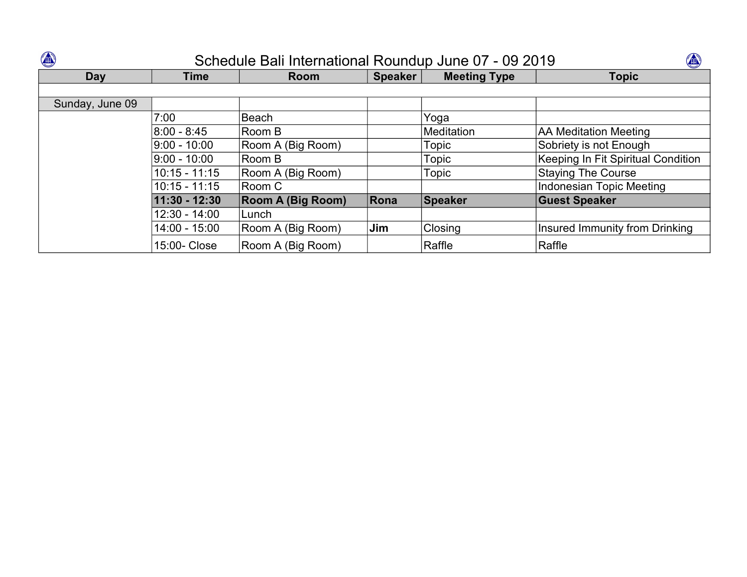# Schedule Bali International Roundup June 07 - 09 2019

| Day | Time | Room | Speaker | Meeting Type | Topic |
|---|---|---|---|---|---|
| | | | | | |
| Sunday, June 09 | | | | | |
| | 7:00 | Beach | | Yoga | |
| | 8:00 - 8:45 | Room B | | Meditation | AA Meditation Meeting |
| | 9:00 - 10:00 | Room A (Big Room) | | Topic | Sobriety is not Enough |
| | 9:00 - 10:00 | Room B | | Topic | Keeping In Fit Spiritual Condition |
| | 10:15 - 11:15 | Room A (Big Room) | | Topic | Staying The Course |
| | 10:15 - 11:15 | Room C | | | Indonesian Topic Meeting |
| | **11:30 - 12:30** | **Room A (Big Room)** | **Rona** | **Speaker** | **Guest Speaker** |
| | 12:30 - 14:00 | Lunch | | | |
| | 14:00 - 15:00 | Room A (Big Room) | **Jim** | Closing | Insured Immunity from Drinking |
| | 15:00- Close | Room A (Big Room) | | Raffle | Raffle |